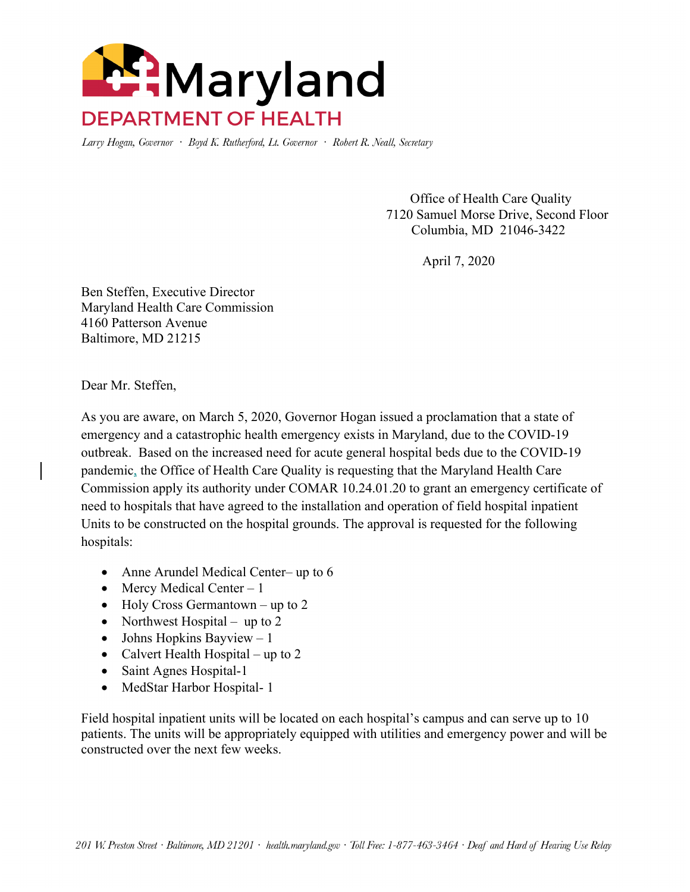# Maryland

## DEPARTMENT OF HEALTH

*Larry Hogan, Governor · Boyd K. Rutherford, Lt. Governor · Robert R. Neall, Secretary*

Office of Health Care Quality
7120 Samuel Morse Drive, Second Floor
Columbia, MD 21046-3422

April 7, 2020

Ben Steffen, Executive Director
Maryland Health Care Commission
4160 Patterson Avenue
Baltimore, MD 21215

Dear Mr. Steffen,

As you are aware, on March 5, 2020, Governor Hogan issued a proclamation that a state of emergency and a catastrophic health emergency exists in Maryland, due to the COVID-19 outbreak. Based on the increased need for acute general hospital beds due to the COVID-19 pandemic, the Office of Health Care Quality is requesting that the Maryland Health Care Commission apply its authority under COMAR 10.24.01.20 to grant an emergency certificate of need to hospitals that have agreed to the installation and operation of field hospital inpatient Units to be constructed on the hospital grounds. The approval is requested for the following hospitals:

- Anne Arundel Medical Center– up to 6
- Mercy Medical Center – 1
- Holy Cross Germantown – up to 2
- Northwest Hospital – up to 2
- Johns Hopkins Bayview – 1
- Calvert Health Hospital – up to 2
- Saint Agnes Hospital-1
- MedStar Harbor Hospital- 1

Field hospital inpatient units will be located on each hospital's campus and can serve up to 10 patients. The units will be appropriately equipped with utilities and emergency power and will be constructed over the next few weeks.

*201 W. Preston Street · Baltimore, MD 21201 · health.maryland.gov · Toll Free: 1-877-463-3464 · Deaf and Hard of Hearing Use Relay*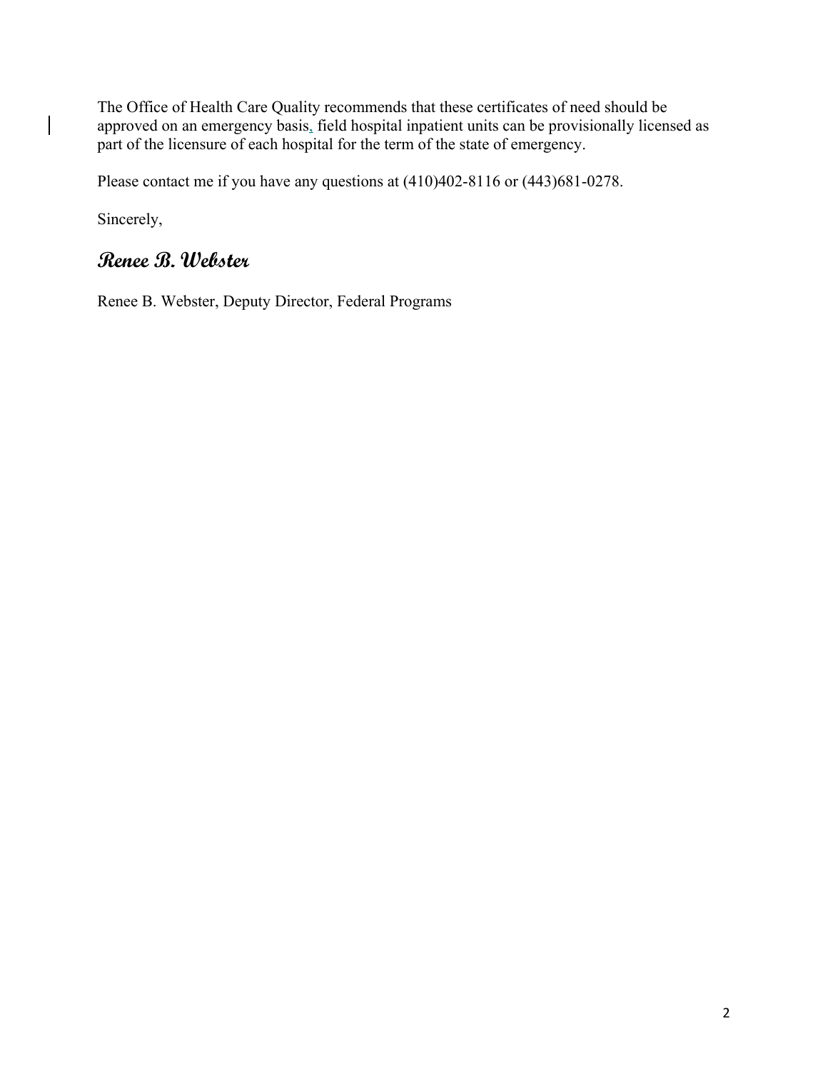The Office of Health Care Quality recommends that these certificates of need should be approved on an emergency basis, field hospital inpatient units can be provisionally licensed as part of the licensure of each hospital for the term of the state of emergency.

Please contact me if you have any questions at (410)402-8116 or (443)681-0278.

Sincerely,

***Renee B. Webster***

Renee B. Webster, Deputy Director, Federal Programs